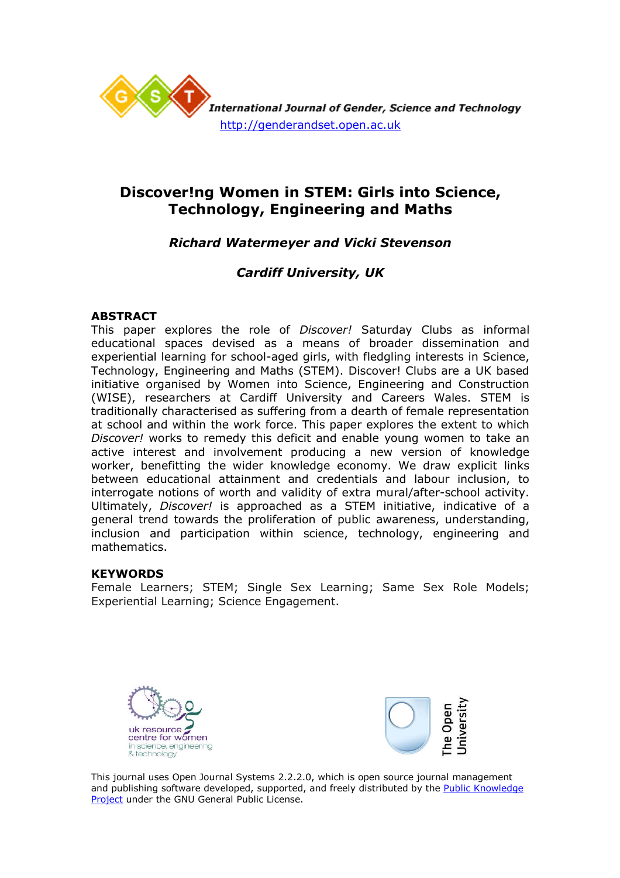International Journal of Gender, Science and Technology
http://genderandset.open.ac.uk

# Discover!ng Women in STEM: Girls into Science, Technology, Engineering and Maths

***Richard Watermeyer and Vicki Stevenson***

***Cardiff University, UK***

## ABSTRACT

This paper explores the role of *Discover!* Saturday Clubs as informal educational spaces devised as a means of broader dissemination and experiential learning for school-aged girls, with fledgling interests in Science, Technology, Engineering and Maths (STEM). Discover! Clubs are a UK based initiative organised by Women into Science, Engineering and Construction (WISE), researchers at Cardiff University and Careers Wales. STEM is traditionally characterised as suffering from a dearth of female representation at school and within the work force. This paper explores the extent to which *Discover!* works to remedy this deficit and enable young women to take an active interest and involvement producing a new version of knowledge worker, benefitting the wider knowledge economy. We draw explicit links between educational attainment and credentials and labour inclusion, to interrogate notions of worth and validity of extra mural/after-school activity. Ultimately, *Discover!* is approached as a STEM initiative, indicative of a general trend towards the proliferation of public awareness, understanding, inclusion and participation within science, technology, engineering and mathematics.

## KEYWORDS

Female Learners; STEM; Single Sex Learning; Same Sex Role Models; Experiential Learning; Science Engagement.

uk resource centre for women in science, engineering & technology

The Open University

This journal uses Open Journal Systems 2.2.2.0, which is open source journal management and publishing software developed, supported, and freely distributed by the Public Knowledge Project under the GNU General Public License.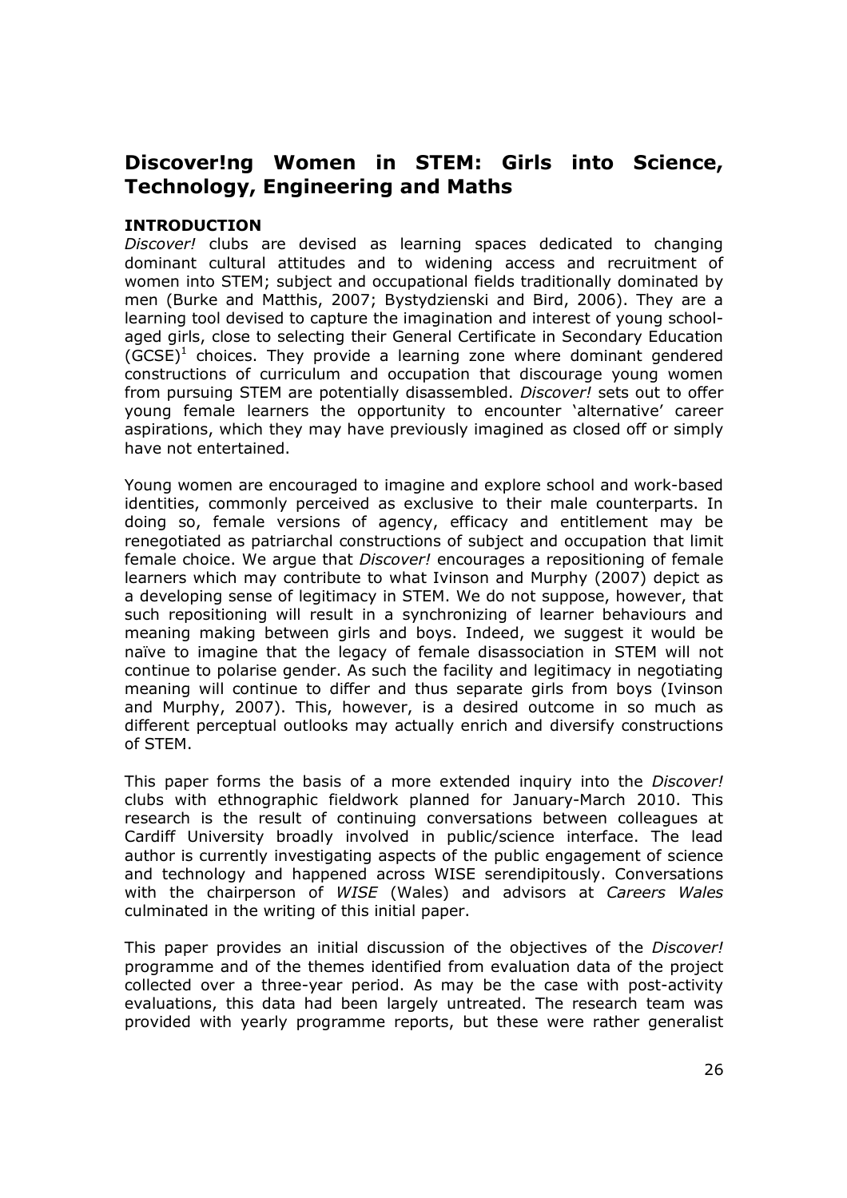## Discover!ng Women in STEM: Girls into Science, Technology, Engineering and Maths

### INTRODUCTION

*Discover!* clubs are devised as learning spaces dedicated to changing dominant cultural attitudes and to widening access and recruitment of women into STEM; subject and occupational fields traditionally dominated by men (Burke and Matthis, 2007; Bystydzienski and Bird, 2006). They are a learning tool devised to capture the imagination and interest of young school-aged girls, close to selecting their General Certificate in Secondary Education (GCSE)[1] choices. They provide a learning zone where dominant gendered constructions of curriculum and occupation that discourage young women from pursuing STEM are potentially disassembled. *Discover!* sets out to offer young female learners the opportunity to encounter 'alternative' career aspirations, which they may have previously imagined as closed off or simply have not entertained.

Young women are encouraged to imagine and explore school and work-based identities, commonly perceived as exclusive to their male counterparts. In doing so, female versions of agency, efficacy and entitlement may be renegotiated as patriarchal constructions of subject and occupation that limit female choice. We argue that *Discover!* encourages a repositioning of female learners which may contribute to what Ivinson and Murphy (2007) depict as a developing sense of legitimacy in STEM. We do not suppose, however, that such repositioning will result in a synchronizing of learner behaviours and meaning making between girls and boys. Indeed, we suggest it would be naïve to imagine that the legacy of female disassociation in STEM will not continue to polarise gender. As such the facility and legitimacy in negotiating meaning will continue to differ and thus separate girls from boys (Ivinson and Murphy, 2007). This, however, is a desired outcome in so much as different perceptual outlooks may actually enrich and diversify constructions of STEM.

This paper forms the basis of a more extended inquiry into the *Discover!* clubs with ethnographic fieldwork planned for January-March 2010. This research is the result of continuing conversations between colleagues at Cardiff University broadly involved in public/science interface. The lead author is currently investigating aspects of the public engagement of science and technology and happened across WISE serendipitously. Conversations with the chairperson of *WISE* (Wales) and advisors at *Careers Wales* culminated in the writing of this initial paper.

This paper provides an initial discussion of the objectives of the *Discover!* programme and of the themes identified from evaluation data of the project collected over a three-year period. As may be the case with post-activity evaluations, this data had been largely untreated. The research team was provided with yearly programme reports, but these were rather generalist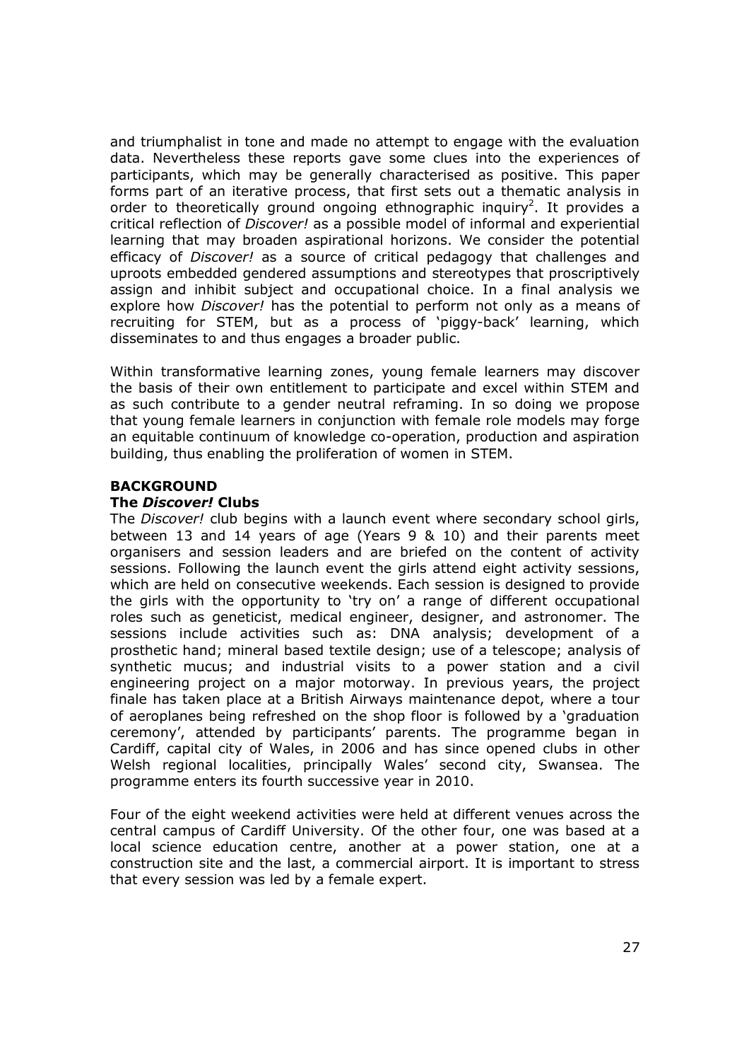and triumphalist in tone and made no attempt to engage with the evaluation data. Nevertheless these reports gave some clues into the experiences of participants, which may be generally characterised as positive. This paper forms part of an iterative process, that first sets out a thematic analysis in order to theoretically ground ongoing ethnographic inquiry[2]. It provides a critical reflection of *Discover!* as a possible model of informal and experiential learning that may broaden aspirational horizons. We consider the potential efficacy of *Discover!* as a source of critical pedagogy that challenges and uproots embedded gendered assumptions and stereotypes that proscriptively assign and inhibit subject and occupational choice. In a final analysis we explore how *Discover!* has the potential to perform not only as a means of recruiting for STEM, but as a process of 'piggy-back' learning, which disseminates to and thus engages a broader public.

Within transformative learning zones, young female learners may discover the basis of their own entitlement to participate and excel within STEM and as such contribute to a gender neutral reframing. In so doing we propose that young female learners in conjunction with female role models may forge an equitable continuum of knowledge co-operation, production and aspiration building, thus enabling the proliferation of women in STEM.

## BACKGROUND

### The *Discover!* Clubs

The *Discover!* club begins with a launch event where secondary school girls, between 13 and 14 years of age (Years 9 & 10) and their parents meet organisers and session leaders and are briefed on the content of activity sessions. Following the launch event the girls attend eight activity sessions, which are held on consecutive weekends. Each session is designed to provide the girls with the opportunity to 'try on' a range of different occupational roles such as geneticist, medical engineer, designer, and astronomer. The sessions include activities such as: DNA analysis; development of a prosthetic hand; mineral based textile design; use of a telescope; analysis of synthetic mucus; and industrial visits to a power station and a civil engineering project on a major motorway. In previous years, the project finale has taken place at a British Airways maintenance depot, where a tour of aeroplanes being refreshed on the shop floor is followed by a 'graduation ceremony', attended by participants' parents. The programme began in Cardiff, capital city of Wales, in 2006 and has since opened clubs in other Welsh regional localities, principally Wales' second city, Swansea. The programme enters its fourth successive year in 2010.

Four of the eight weekend activities were held at different venues across the central campus of Cardiff University. Of the other four, one was based at a local science education centre, another at a power station, one at a construction site and the last, a commercial airport. It is important to stress that every session was led by a female expert.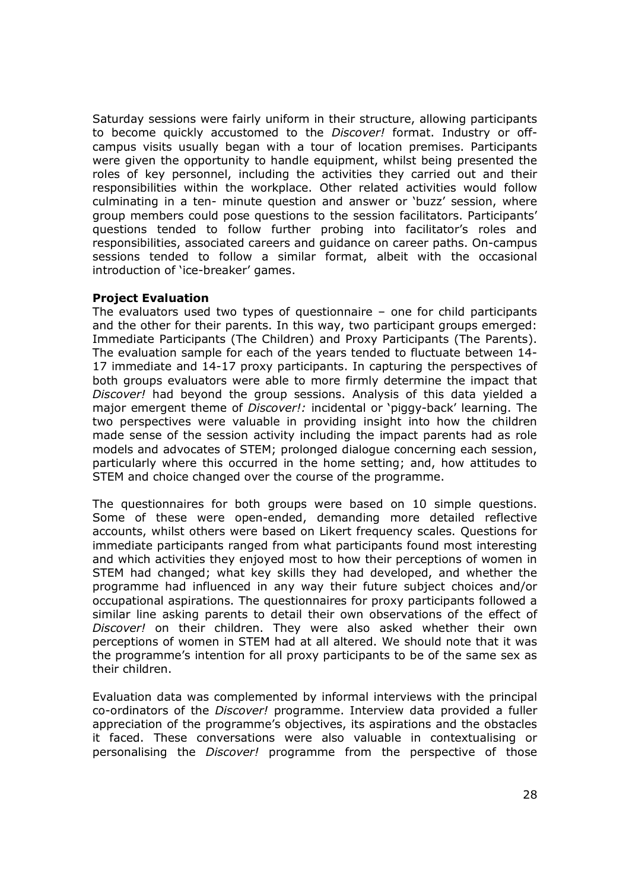Saturday sessions were fairly uniform in their structure, allowing participants to become quickly accustomed to the *Discover!* format. Industry or off-campus visits usually began with a tour of location premises. Participants were given the opportunity to handle equipment, whilst being presented the roles of key personnel, including the activities they carried out and their responsibilities within the workplace. Other related activities would follow culminating in a ten- minute question and answer or 'buzz' session, where group members could pose questions to the session facilitators. Participants' questions tended to follow further probing into facilitator's roles and responsibilities, associated careers and guidance on career paths. On-campus sessions tended to follow a similar format, albeit with the occasional introduction of 'ice-breaker' games.

**Project Evaluation**

The evaluators used two types of questionnaire – one for child participants and the other for their parents. In this way, two participant groups emerged: Immediate Participants (The Children) and Proxy Participants (The Parents). The evaluation sample for each of the years tended to fluctuate between 14-17 immediate and 14-17 proxy participants. In capturing the perspectives of both groups evaluators were able to more firmly determine the impact that *Discover!* had beyond the group sessions. Analysis of this data yielded a major emergent theme of *Discover!:* incidental or 'piggy-back' learning. The two perspectives were valuable in providing insight into how the children made sense of the session activity including the impact parents had as role models and advocates of STEM; prolonged dialogue concerning each session, particularly where this occurred in the home setting; and, how attitudes to STEM and choice changed over the course of the programme.

The questionnaires for both groups were based on 10 simple questions. Some of these were open-ended, demanding more detailed reflective accounts, whilst others were based on Likert frequency scales. Questions for immediate participants ranged from what participants found most interesting and which activities they enjoyed most to how their perceptions of women in STEM had changed; what key skills they had developed, and whether the programme had influenced in any way their future subject choices and/or occupational aspirations. The questionnaires for proxy participants followed a similar line asking parents to detail their own observations of the effect of *Discover!* on their children. They were also asked whether their own perceptions of women in STEM had at all altered. We should note that it was the programme's intention for all proxy participants to be of the same sex as their children.

Evaluation data was complemented by informal interviews with the principal co-ordinators of the *Discover!* programme. Interview data provided a fuller appreciation of the programme's objectives, its aspirations and the obstacles it faced. These conversations were also valuable in contextualising or personalising the *Discover!* programme from the perspective of those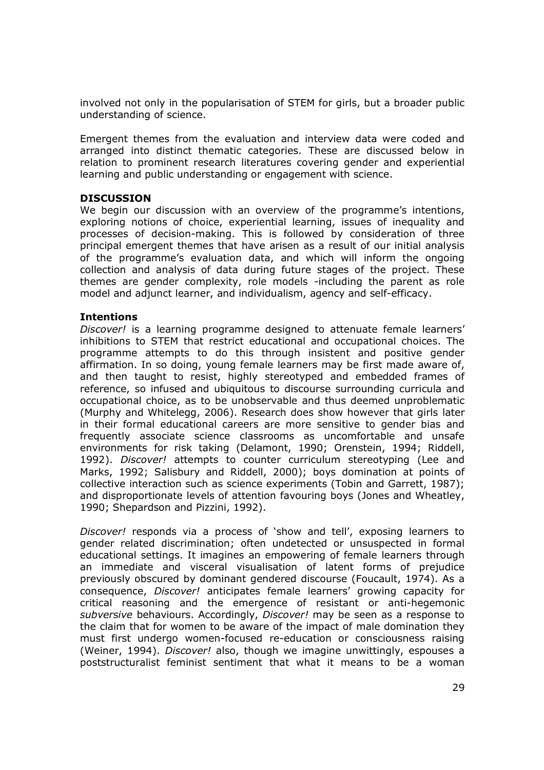involved not only in the popularisation of STEM for girls, but a broader public understanding of science.

Emergent themes from the evaluation and interview data were coded and arranged into distinct thematic categories. These are discussed below in relation to prominent research literatures covering gender and experiential learning and public understanding or engagement with science.

## DISCUSSION

We begin our discussion with an overview of the programme's intentions, exploring notions of choice, experiential learning, issues of inequality and processes of decision-making. This is followed by consideration of three principal emergent themes that have arisen as a result of our initial analysis of the programme's evaluation data, and which will inform the ongoing collection and analysis of data during future stages of the project. These themes are gender complexity, role models -including the parent as role model and adjunct learner, and individualism, agency and self-efficacy.

### Intentions

*Discover!* is a learning programme designed to attenuate female learners' inhibitions to STEM that restrict educational and occupational choices. The programme attempts to do this through insistent and positive gender affirmation. In so doing, young female learners may be first made aware of, and then taught to resist, highly stereotyped and embedded frames of reference, so infused and ubiquitous to discourse surrounding curricula and occupational choice, as to be unobservable and thus deemed unproblematic (Murphy and Whitelegg, 2006). Research does show however that girls later in their formal educational careers are more sensitive to gender bias and frequently associate science classrooms as uncomfortable and unsafe environments for risk taking (Delamont, 1990; Orenstein, 1994; Riddell, 1992). *Discover!* attempts to counter curriculum stereotyping (Lee and Marks, 1992; Salisbury and Riddell, 2000); boys domination at points of collective interaction such as science experiments (Tobin and Garrett, 1987); and disproportionate levels of attention favouring boys (Jones and Wheatley, 1990; Shepardson and Pizzini, 1992).

*Discover!* responds via a process of 'show and tell', exposing learners to gender related discrimination; often undetected or unsuspected in formal educational settings. It imagines an empowering of female learners through an immediate and visceral visualisation of latent forms of prejudice previously obscured by dominant gendered discourse (Foucault, 1974). As a consequence, *Discover!* anticipates female learners' growing capacity for critical reasoning and the emergence of resistant or anti-hegemonic *subversive* behaviours. Accordingly, *Discover!* may be seen as a response to the claim that for women to be aware of the impact of male domination they must first undergo women-focused re-education or consciousness raising (Weiner, 1994). *Discover!* also, though we imagine unwittingly, espouses a poststructuralist feminist sentiment that what it means to be a woman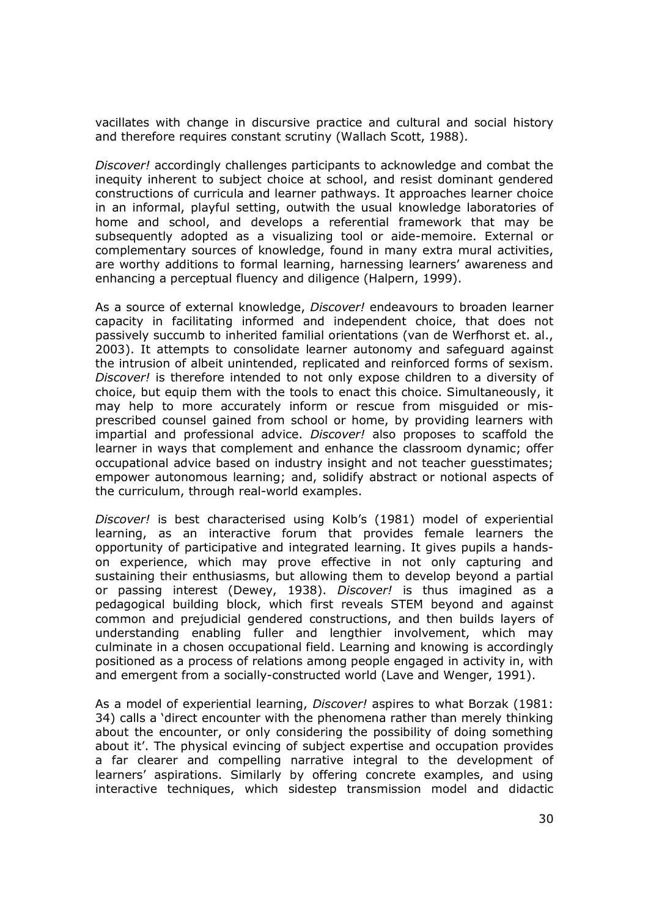vacillates with change in discursive practice and cultural and social history and therefore requires constant scrutiny (Wallach Scott, 1988).

*Discover!* accordingly challenges participants to acknowledge and combat the inequity inherent to subject choice at school, and resist dominant gendered constructions of curricula and learner pathways. It approaches learner choice in an informal, playful setting, outwith the usual knowledge laboratories of home and school, and develops a referential framework that may be subsequently adopted as a visualizing tool or aide-memoire. External or complementary sources of knowledge, found in many extra mural activities, are worthy additions to formal learning, harnessing learners' awareness and enhancing a perceptual fluency and diligence (Halpern, 1999).

As a source of external knowledge, *Discover!* endeavours to broaden learner capacity in facilitating informed and independent choice, that does not passively succumb to inherited familial orientations (van de Werfhorst et. al., 2003). It attempts to consolidate learner autonomy and safeguard against the intrusion of albeit unintended, replicated and reinforced forms of sexism. *Discover!* is therefore intended to not only expose children to a diversity of choice, but equip them with the tools to enact this choice. Simultaneously, it may help to more accurately inform or rescue from misguided or mis-prescribed counsel gained from school or home, by providing learners with impartial and professional advice. *Discover!* also proposes to scaffold the learner in ways that complement and enhance the classroom dynamic; offer occupational advice based on industry insight and not teacher guesstimates; empower autonomous learning; and, solidify abstract or notional aspects of the curriculum, through real-world examples.

*Discover!* is best characterised using Kolb's (1981) model of experiential learning, as an interactive forum that provides female learners the opportunity of participative and integrated learning. It gives pupils a hands-on experience, which may prove effective in not only capturing and sustaining their enthusiasms, but allowing them to develop beyond a partial or passing interest (Dewey, 1938). *Discover!* is thus imagined as a pedagogical building block, which first reveals STEM beyond and against common and prejudicial gendered constructions, and then builds layers of understanding enabling fuller and lengthier involvement, which may culminate in a chosen occupational field. Learning and knowing is accordingly positioned as a process of relations among people engaged in activity in, with and emergent from a socially-constructed world (Lave and Wenger, 1991).

As a model of experiential learning, *Discover!* aspires to what Borzak (1981: 34) calls a 'direct encounter with the phenomena rather than merely thinking about the encounter, or only considering the possibility of doing something about it'. The physical evincing of subject expertise and occupation provides a far clearer and compelling narrative integral to the development of learners' aspirations. Similarly by offering concrete examples, and using interactive techniques, which sidestep transmission model and didactic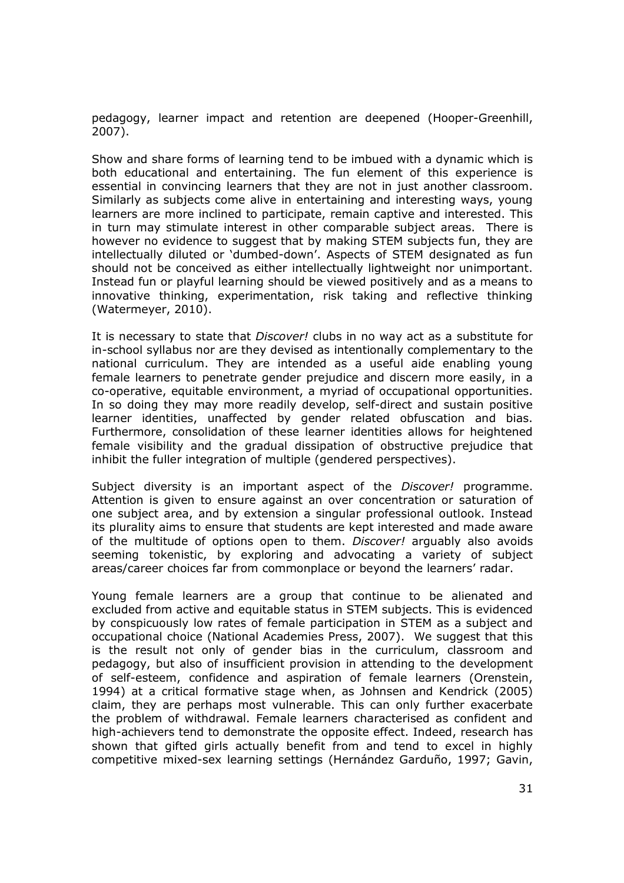pedagogy, learner impact and retention are deepened (Hooper-Greenhill, 2007).

Show and share forms of learning tend to be imbued with a dynamic which is both educational and entertaining. The fun element of this experience is essential in convincing learners that they are not in just another classroom. Similarly as subjects come alive in entertaining and interesting ways, young learners are more inclined to participate, remain captive and interested. This in turn may stimulate interest in other comparable subject areas. There is however no evidence to suggest that by making STEM subjects fun, they are intellectually diluted or 'dumbed-down'. Aspects of STEM designated as fun should not be conceived as either intellectually lightweight nor unimportant. Instead fun or playful learning should be viewed positively and as a means to innovative thinking, experimentation, risk taking and reflective thinking (Watermeyer, 2010).

It is necessary to state that *Discover!* clubs in no way act as a substitute for in-school syllabus nor are they devised as intentionally complementary to the national curriculum. They are intended as a useful aide enabling young female learners to penetrate gender prejudice and discern more easily, in a co-operative, equitable environment, a myriad of occupational opportunities. In so doing they may more readily develop, self-direct and sustain positive learner identities, unaffected by gender related obfuscation and bias. Furthermore, consolidation of these learner identities allows for heightened female visibility and the gradual dissipation of obstructive prejudice that inhibit the fuller integration of multiple (gendered perspectives).

Subject diversity is an important aspect of the *Discover!* programme. Attention is given to ensure against an over concentration or saturation of one subject area, and by extension a singular professional outlook. Instead its plurality aims to ensure that students are kept interested and made aware of the multitude of options open to them. *Discover!* arguably also avoids seeming tokenistic, by exploring and advocating a variety of subject areas/career choices far from commonplace or beyond the learners' radar.

Young female learners are a group that continue to be alienated and excluded from active and equitable status in STEM subjects. This is evidenced by conspicuously low rates of female participation in STEM as a subject and occupational choice (National Academies Press, 2007). We suggest that this is the result not only of gender bias in the curriculum, classroom and pedagogy, but also of insufficient provision in attending to the development of self-esteem, confidence and aspiration of female learners (Orenstein, 1994) at a critical formative stage when, as Johnsen and Kendrick (2005) claim, they are perhaps most vulnerable. This can only further exacerbate the problem of withdrawal. Female learners characterised as confident and high-achievers tend to demonstrate the opposite effect. Indeed, research has shown that gifted girls actually benefit from and tend to excel in highly competitive mixed-sex learning settings (Hernández Garduño, 1997; Gavin,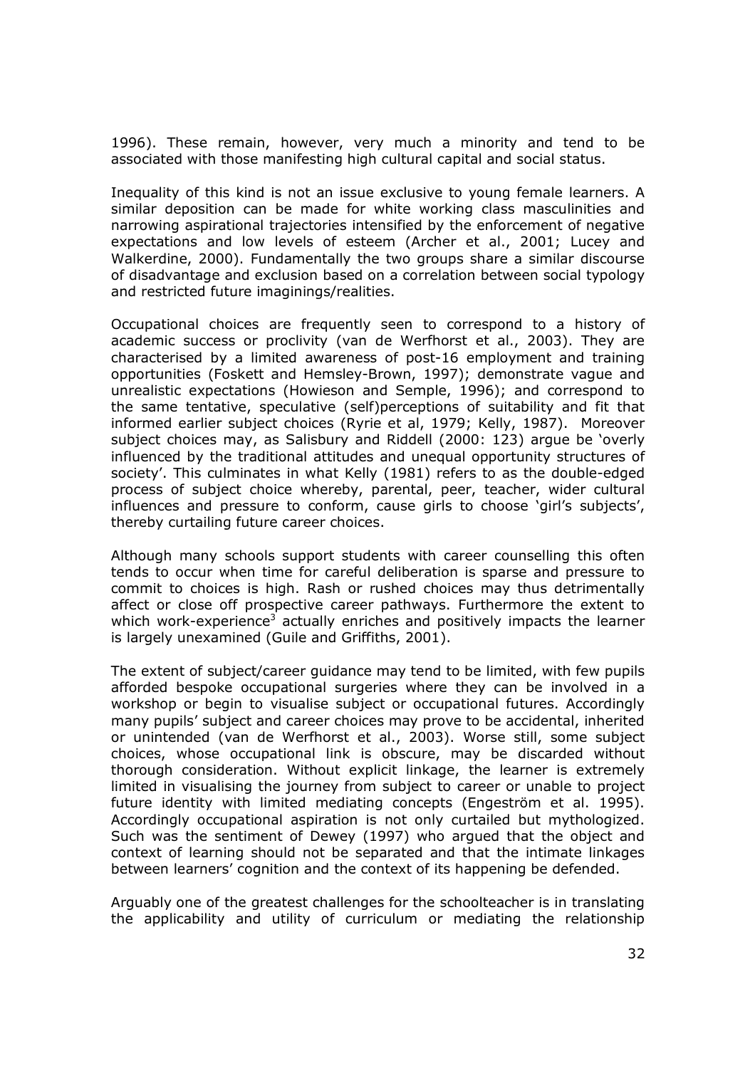1996). These remain, however, very much a minority and tend to be associated with those manifesting high cultural capital and social status.

Inequality of this kind is not an issue exclusive to young female learners. A similar deposition can be made for white working class masculinities and narrowing aspirational trajectories intensified by the enforcement of negative expectations and low levels of esteem (Archer et al., 2001; Lucey and Walkerdine, 2000). Fundamentally the two groups share a similar discourse of disadvantage and exclusion based on a correlation between social typology and restricted future imaginings/realities.

Occupational choices are frequently seen to correspond to a history of academic success or proclivity (van de Werfhorst et al., 2003). They are characterised by a limited awareness of post-16 employment and training opportunities (Foskett and Hemsley-Brown, 1997); demonstrate vague and unrealistic expectations (Howieson and Semple, 1996); and correspond to the same tentative, speculative (self)perceptions of suitability and fit that informed earlier subject choices (Ryrie et al, 1979; Kelly, 1987). Moreover subject choices may, as Salisbury and Riddell (2000: 123) argue be 'overly influenced by the traditional attitudes and unequal opportunity structures of society'. This culminates in what Kelly (1981) refers to as the double-edged process of subject choice whereby, parental, peer, teacher, wider cultural influences and pressure to conform, cause girls to choose 'girl's subjects', thereby curtailing future career choices.

Although many schools support students with career counselling this often tends to occur when time for careful deliberation is sparse and pressure to commit to choices is high. Rash or rushed choices may thus detrimentally affect or close off prospective career pathways. Furthermore the extent to which work-experience[3] actually enriches and positively impacts the learner is largely unexamined (Guile and Griffiths, 2001).

The extent of subject/career guidance may tend to be limited, with few pupils afforded bespoke occupational surgeries where they can be involved in a workshop or begin to visualise subject or occupational futures. Accordingly many pupils' subject and career choices may prove to be accidental, inherited or unintended (van de Werfhorst et al., 2003). Worse still, some subject choices, whose occupational link is obscure, may be discarded without thorough consideration. Without explicit linkage, the learner is extremely limited in visualising the journey from subject to career or unable to project future identity with limited mediating concepts (Engeström et al. 1995). Accordingly occupational aspiration is not only curtailed but mythologized. Such was the sentiment of Dewey (1997) who argued that the object and context of learning should not be separated and that the intimate linkages between learners' cognition and the context of its happening be defended.

Arguably one of the greatest challenges for the schoolteacher is in translating the applicability and utility of curriculum or mediating the relationship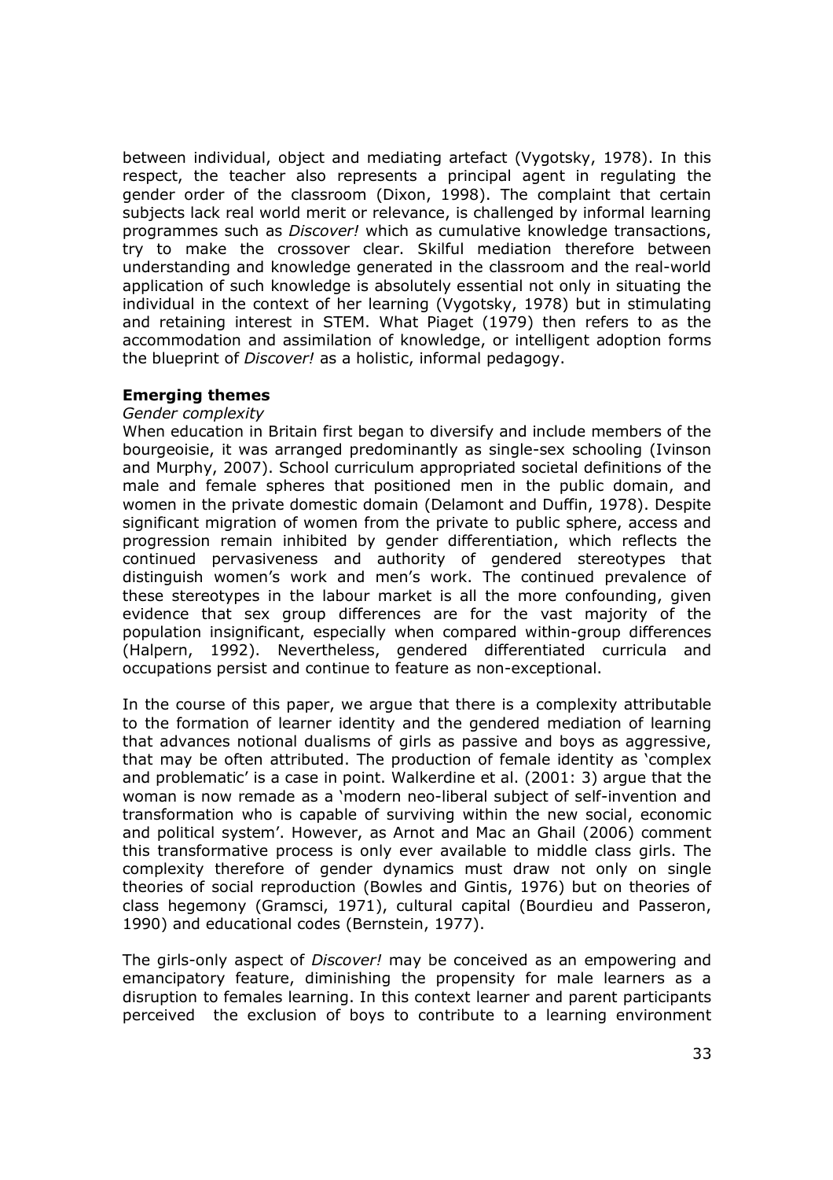between individual, object and mediating artefact (Vygotsky, 1978). In this respect, the teacher also represents a principal agent in regulating the gender order of the classroom (Dixon, 1998). The complaint that certain subjects lack real world merit or relevance, is challenged by informal learning programmes such as *Discover!* which as cumulative knowledge transactions, try to make the crossover clear. Skilful mediation therefore between understanding and knowledge generated in the classroom and the real-world application of such knowledge is absolutely essential not only in situating the individual in the context of her learning (Vygotsky, 1978) but in stimulating and retaining interest in STEM. What Piaget (1979) then refers to as the accommodation and assimilation of knowledge, or intelligent adoption forms the blueprint of *Discover!* as a holistic, informal pedagogy.

**Emerging themes**

*Gender complexity*

When education in Britain first began to diversify and include members of the bourgeoisie, it was arranged predominantly as single-sex schooling (Ivinson and Murphy, 2007). School curriculum appropriated societal definitions of the male and female spheres that positioned men in the public domain, and women in the private domestic domain (Delamont and Duffin, 1978). Despite significant migration of women from the private to public sphere, access and progression remain inhibited by gender differentiation, which reflects the continued pervasiveness and authority of gendered stereotypes that distinguish women's work and men's work. The continued prevalence of these stereotypes in the labour market is all the more confounding, given evidence that sex group differences are for the vast majority of the population insignificant, especially when compared within-group differences (Halpern, 1992). Nevertheless, gendered differentiated curricula and occupations persist and continue to feature as non-exceptional.

In the course of this paper, we argue that there is a complexity attributable to the formation of learner identity and the gendered mediation of learning that advances notional dualisms of girls as passive and boys as aggressive, that may be often attributed. The production of female identity as 'complex and problematic' is a case in point. Walkerdine et al. (2001: 3) argue that the woman is now remade as a 'modern neo-liberal subject of self-invention and transformation who is capable of surviving within the new social, economic and political system'. However, as Arnot and Mac an Ghail (2006) comment this transformative process is only ever available to middle class girls. The complexity therefore of gender dynamics must draw not only on single theories of social reproduction (Bowles and Gintis, 1976) but on theories of class hegemony (Gramsci, 1971), cultural capital (Bourdieu and Passeron, 1990) and educational codes (Bernstein, 1977).

The girls-only aspect of *Discover!* may be conceived as an empowering and emancipatory feature, diminishing the propensity for male learners as a disruption to females learning. In this context learner and parent participants perceived the exclusion of boys to contribute to a learning environment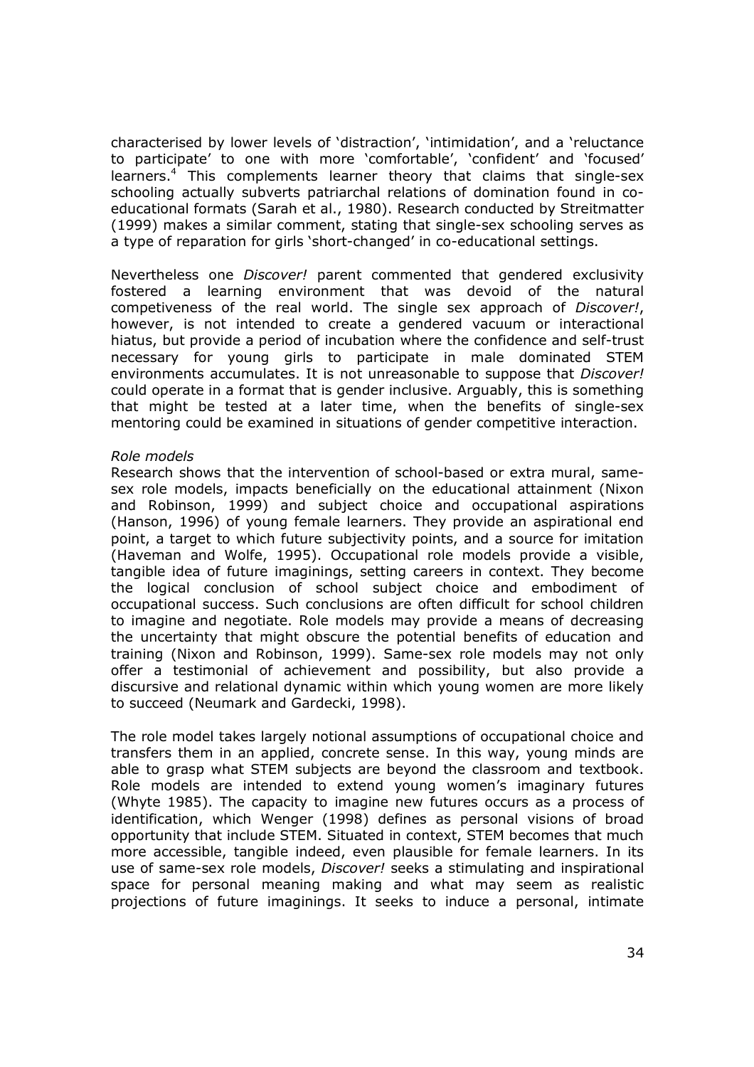characterised by lower levels of 'distraction', 'intimidation', and a 'reluctance to participate' to one with more 'comfortable', 'confident' and 'focused' learners.[4] This complements learner theory that claims that single-sex schooling actually subverts patriarchal relations of domination found in co-educational formats (Sarah et al., 1980). Research conducted by Streitmatter (1999) makes a similar comment, stating that single-sex schooling serves as a type of reparation for girls 'short-changed' in co-educational settings.

Nevertheless one *Discover!* parent commented that gendered exclusivity fostered a learning environment that was devoid of the natural competiveness of the real world. The single sex approach of *Discover!*, however, is not intended to create a gendered vacuum or interactional hiatus, but provide a period of incubation where the confidence and self-trust necessary for young girls to participate in male dominated STEM environments accumulates. It is not unreasonable to suppose that *Discover!* could operate in a format that is gender inclusive. Arguably, this is something that might be tested at a later time, when the benefits of single-sex mentoring could be examined in situations of gender competitive interaction.

*Role models*

Research shows that the intervention of school-based or extra mural, same-sex role models, impacts beneficially on the educational attainment (Nixon and Robinson, 1999) and subject choice and occupational aspirations (Hanson, 1996) of young female learners. They provide an aspirational end point, a target to which future subjectivity points, and a source for imitation (Haveman and Wolfe, 1995). Occupational role models provide a visible, tangible idea of future imaginings, setting careers in context. They become the logical conclusion of school subject choice and embodiment of occupational success. Such conclusions are often difficult for school children to imagine and negotiate. Role models may provide a means of decreasing the uncertainty that might obscure the potential benefits of education and training (Nixon and Robinson, 1999). Same-sex role models may not only offer a testimonial of achievement and possibility, but also provide a discursive and relational dynamic within which young women are more likely to succeed (Neumark and Gardecki, 1998).

The role model takes largely notional assumptions of occupational choice and transfers them in an applied, concrete sense. In this way, young minds are able to grasp what STEM subjects are beyond the classroom and textbook. Role models are intended to extend young women's imaginary futures (Whyte 1985). The capacity to imagine new futures occurs as a process of identification, which Wenger (1998) defines as personal visions of broad opportunity that include STEM. Situated in context, STEM becomes that much more accessible, tangible indeed, even plausible for female learners. In its use of same-sex role models, *Discover!* seeks a stimulating and inspirational space for personal meaning making and what may seem as realistic projections of future imaginings. It seeks to induce a personal, intimate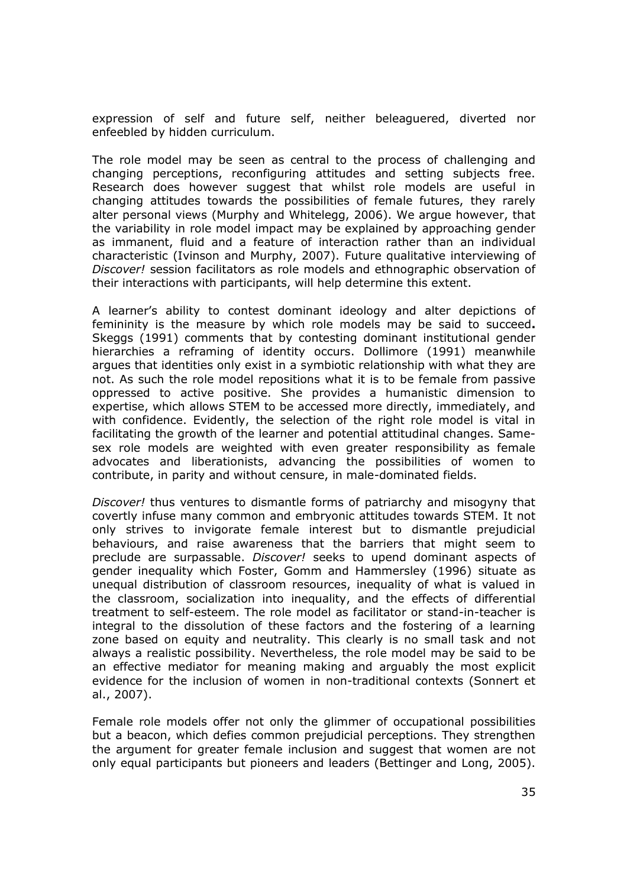expression of self and future self, neither beleaguered, diverted nor enfeebled by hidden curriculum.

The role model may be seen as central to the process of challenging and changing perceptions, reconfiguring attitudes and setting subjects free. Research does however suggest that whilst role models are useful in changing attitudes towards the possibilities of female futures, they rarely alter personal views (Murphy and Whitelegg, 2006). We argue however, that the variability in role model impact may be explained by approaching gender as immanent, fluid and a feature of interaction rather than an individual characteristic (Ivinson and Murphy, 2007). Future qualitative interviewing of *Discover!* session facilitators as role models and ethnographic observation of their interactions with participants, will help determine this extent.

A learner's ability to contest dominant ideology and alter depictions of femininity is the measure by which role models may be said to succeed**.** Skeggs (1991) comments that by contesting dominant institutional gender hierarchies a reframing of identity occurs. Dollimore (1991) meanwhile argues that identities only exist in a symbiotic relationship with what they are not. As such the role model repositions what it is to be female from passive oppressed to active positive. She provides a humanistic dimension to expertise, which allows STEM to be accessed more directly, immediately, and with confidence. Evidently, the selection of the right role model is vital in facilitating the growth of the learner and potential attitudinal changes. Same-sex role models are weighted with even greater responsibility as female advocates and liberationists, advancing the possibilities of women to contribute, in parity and without censure, in male-dominated fields.

*Discover!* thus ventures to dismantle forms of patriarchy and misogyny that covertly infuse many common and embryonic attitudes towards STEM. It not only strives to invigorate female interest but to dismantle prejudicial behaviours, and raise awareness that the barriers that might seem to preclude are surpassable. *Discover!* seeks to upend dominant aspects of gender inequality which Foster, Gomm and Hammersley (1996) situate as unequal distribution of classroom resources, inequality of what is valued in the classroom, socialization into inequality, and the effects of differential treatment to self-esteem. The role model as facilitator or stand-in-teacher is integral to the dissolution of these factors and the fostering of a learning zone based on equity and neutrality. This clearly is no small task and not always a realistic possibility. Nevertheless, the role model may be said to be an effective mediator for meaning making and arguably the most explicit evidence for the inclusion of women in non-traditional contexts (Sonnert et al., 2007).

Female role models offer not only the glimmer of occupational possibilities but a beacon, which defies common prejudicial perceptions. They strengthen the argument for greater female inclusion and suggest that women are not only equal participants but pioneers and leaders (Bettinger and Long, 2005).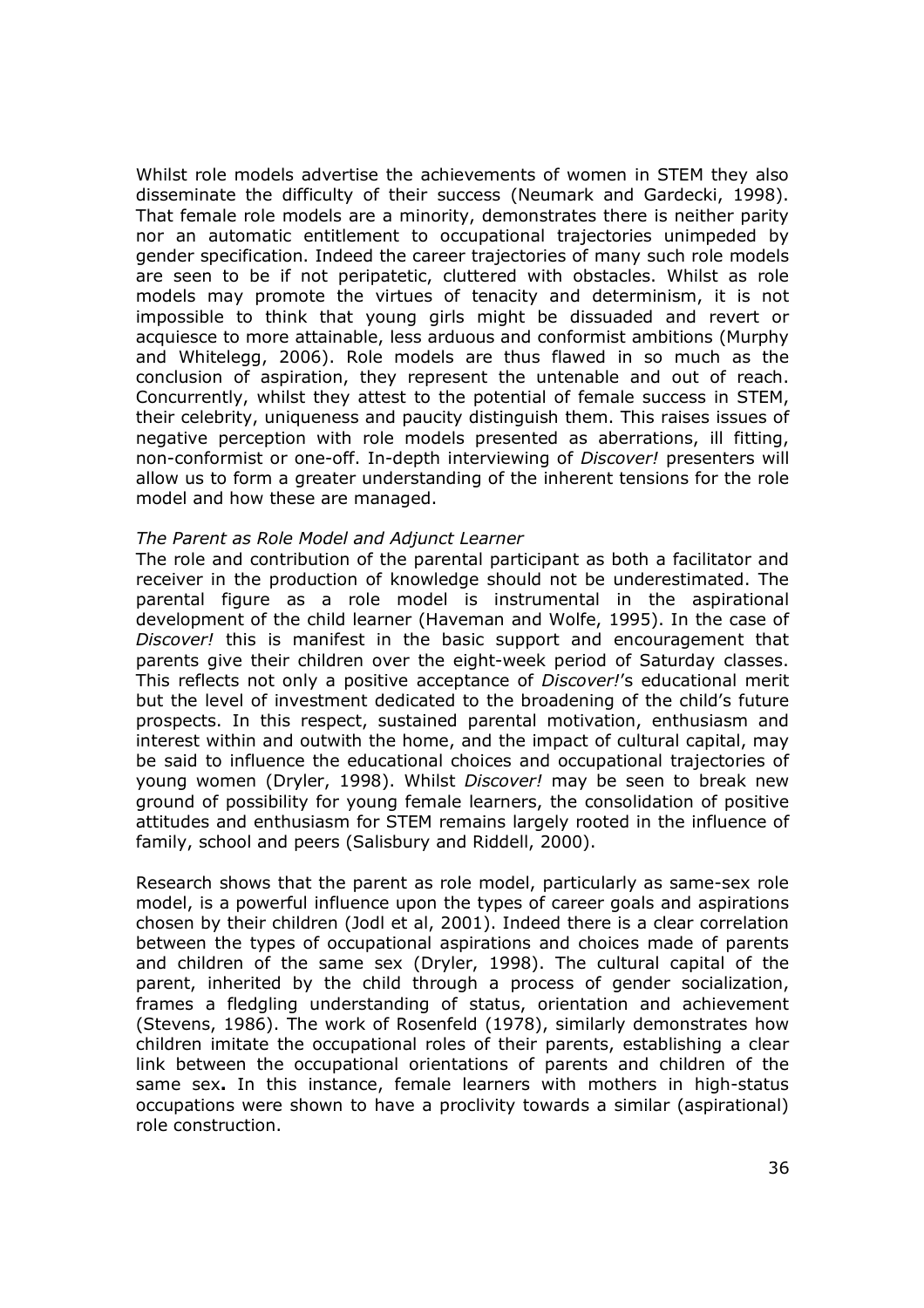Whilst role models advertise the achievements of women in STEM they also disseminate the difficulty of their success (Neumark and Gardecki, 1998). That female role models are a minority, demonstrates there is neither parity nor an automatic entitlement to occupational trajectories unimpeded by gender specification. Indeed the career trajectories of many such role models are seen to be if not peripatetic, cluttered with obstacles. Whilst as role models may promote the virtues of tenacity and determinism, it is not impossible to think that young girls might be dissuaded and revert or acquiesce to more attainable, less arduous and conformist ambitions (Murphy and Whitelegg, 2006). Role models are thus flawed in so much as the conclusion of aspiration, they represent the untenable and out of reach. Concurrently, whilst they attest to the potential of female success in STEM, their celebrity, uniqueness and paucity distinguish them. This raises issues of negative perception with role models presented as aberrations, ill fitting, non-conformist or one-off. In-depth interviewing of *Discover!* presenters will allow us to form a greater understanding of the inherent tensions for the role model and how these are managed.

*The Parent as Role Model and Adjunct Learner*

The role and contribution of the parental participant as both a facilitator and receiver in the production of knowledge should not be underestimated. The parental figure as a role model is instrumental in the aspirational development of the child learner (Haveman and Wolfe, 1995). In the case of *Discover!* this is manifest in the basic support and encouragement that parents give their children over the eight-week period of Saturday classes. This reflects not only a positive acceptance of *Discover!*'s educational merit but the level of investment dedicated to the broadening of the child's future prospects. In this respect, sustained parental motivation, enthusiasm and interest within and outwith the home, and the impact of cultural capital, may be said to influence the educational choices and occupational trajectories of young women (Dryler, 1998). Whilst *Discover!* may be seen to break new ground of possibility for young female learners, the consolidation of positive attitudes and enthusiasm for STEM remains largely rooted in the influence of family, school and peers (Salisbury and Riddell, 2000).

Research shows that the parent as role model, particularly as same-sex role model, is a powerful influence upon the types of career goals and aspirations chosen by their children (Jodl et al, 2001). Indeed there is a clear correlation between the types of occupational aspirations and choices made of parents and children of the same sex (Dryler, 1998). The cultural capital of the parent, inherited by the child through a process of gender socialization, frames a fledgling understanding of status, orientation and achievement (Stevens, 1986). The work of Rosenfeld (1978), similarly demonstrates how children imitate the occupational roles of their parents, establishing a clear link between the occupational orientations of parents and children of the same sex**.** In this instance, female learners with mothers in high-status occupations were shown to have a proclivity towards a similar (aspirational) role construction.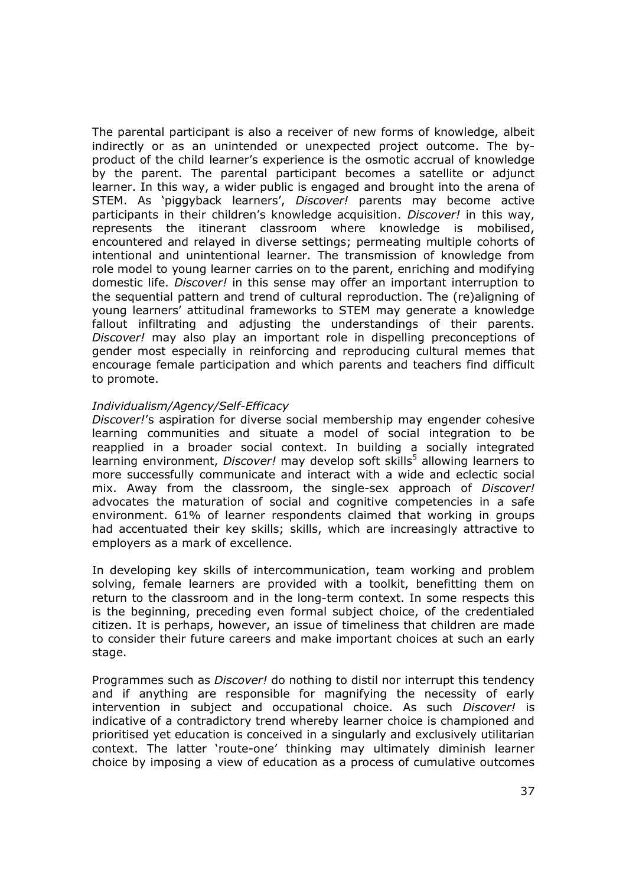The parental participant is also a receiver of new forms of knowledge, albeit indirectly or as an unintended or unexpected project outcome. The by-product of the child learner's experience is the osmotic accrual of knowledge by the parent. The parental participant becomes a satellite or adjunct learner. In this way, a wider public is engaged and brought into the arena of STEM. As 'piggyback learners', *Discover!* parents may become active participants in their children's knowledge acquisition. *Discover!* in this way, represents the itinerant classroom where knowledge is mobilised, encountered and relayed in diverse settings; permeating multiple cohorts of intentional and unintentional learner. The transmission of knowledge from role model to young learner carries on to the parent, enriching and modifying domestic life. *Discover!* in this sense may offer an important interruption to the sequential pattern and trend of cultural reproduction. The (re)aligning of young learners' attitudinal frameworks to STEM may generate a knowledge fallout infiltrating and adjusting the understandings of their parents. *Discover!* may also play an important role in dispelling preconceptions of gender most especially in reinforcing and reproducing cultural memes that encourage female participation and which parents and teachers find difficult to promote.

*Individualism/Agency/Self-Efficacy*

*Discover!*'s aspiration for diverse social membership may engender cohesive learning communities and situate a model of social integration to be reapplied in a broader social context. In building a socially integrated learning environment, *Discover!* may develop soft skills[5] allowing learners to more successfully communicate and interact with a wide and eclectic social mix. Away from the classroom, the single-sex approach of *Discover!* advocates the maturation of social and cognitive competencies in a safe environment. 61% of learner respondents claimed that working in groups had accentuated their key skills; skills, which are increasingly attractive to employers as a mark of excellence.

In developing key skills of intercommunication, team working and problem solving, female learners are provided with a toolkit, benefitting them on return to the classroom and in the long-term context. In some respects this is the beginning, preceding even formal subject choice, of the credentialed citizen. It is perhaps, however, an issue of timeliness that children are made to consider their future careers and make important choices at such an early stage.

Programmes such as *Discover!* do nothing to distil nor interrupt this tendency and if anything are responsible for magnifying the necessity of early intervention in subject and occupational choice. As such *Discover!* is indicative of a contradictory trend whereby learner choice is championed and prioritised yet education is conceived in a singularly and exclusively utilitarian context. The latter 'route-one' thinking may ultimately diminish learner choice by imposing a view of education as a process of cumulative outcomes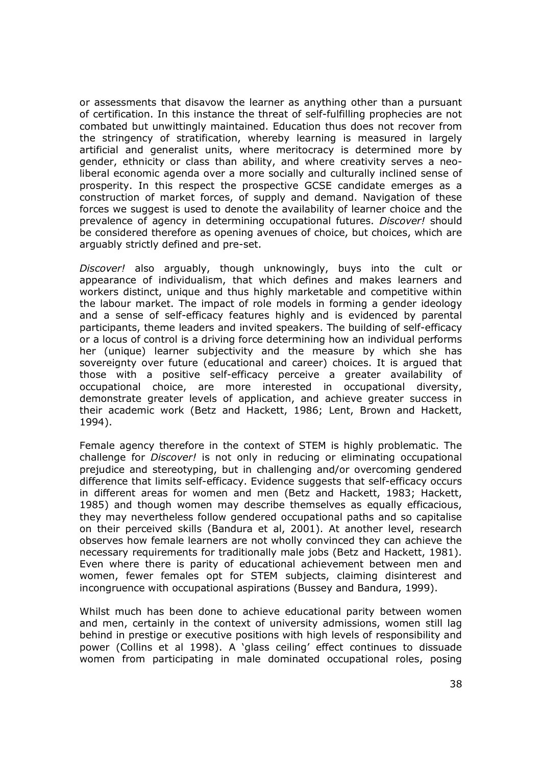or assessments that disavow the learner as anything other than a pursuant of certification. In this instance the threat of self-fulfilling prophecies are not combated but unwittingly maintained. Education thus does not recover from the stringency of stratification, whereby learning is measured in largely artificial and generalist units, where meritocracy is determined more by gender, ethnicity or class than ability, and where creativity serves a neo-liberal economic agenda over a more socially and culturally inclined sense of prosperity. In this respect the prospective GCSE candidate emerges as a construction of market forces, of supply and demand. Navigation of these forces we suggest is used to denote the availability of learner choice and the prevalence of agency in determining occupational futures. *Discover!* should be considered therefore as opening avenues of choice, but choices, which are arguably strictly defined and pre-set.

*Discover!* also arguably, though unknowingly, buys into the cult or appearance of individualism, that which defines and makes learners and workers distinct, unique and thus highly marketable and competitive within the labour market. The impact of role models in forming a gender ideology and a sense of self-efficacy features highly and is evidenced by parental participants, theme leaders and invited speakers. The building of self-efficacy or a locus of control is a driving force determining how an individual performs her (unique) learner subjectivity and the measure by which she has sovereignty over future (educational and career) choices. It is argued that those with a positive self-efficacy perceive a greater availability of occupational choice, are more interested in occupational diversity, demonstrate greater levels of application, and achieve greater success in their academic work (Betz and Hackett, 1986; Lent, Brown and Hackett, 1994).

Female agency therefore in the context of STEM is highly problematic. The challenge for *Discover!* is not only in reducing or eliminating occupational prejudice and stereotyping, but in challenging and/or overcoming gendered difference that limits self-efficacy. Evidence suggests that self-efficacy occurs in different areas for women and men (Betz and Hackett, 1983; Hackett, 1985) and though women may describe themselves as equally efficacious, they may nevertheless follow gendered occupational paths and so capitalise on their perceived skills (Bandura et al, 2001). At another level, research observes how female learners are not wholly convinced they can achieve the necessary requirements for traditionally male jobs (Betz and Hackett, 1981). Even where there is parity of educational achievement between men and women, fewer females opt for STEM subjects, claiming disinterest and incongruence with occupational aspirations (Bussey and Bandura, 1999).

Whilst much has been done to achieve educational parity between women and men, certainly in the context of university admissions, women still lag behind in prestige or executive positions with high levels of responsibility and power (Collins et al 1998). A 'glass ceiling' effect continues to dissuade women from participating in male dominated occupational roles, posing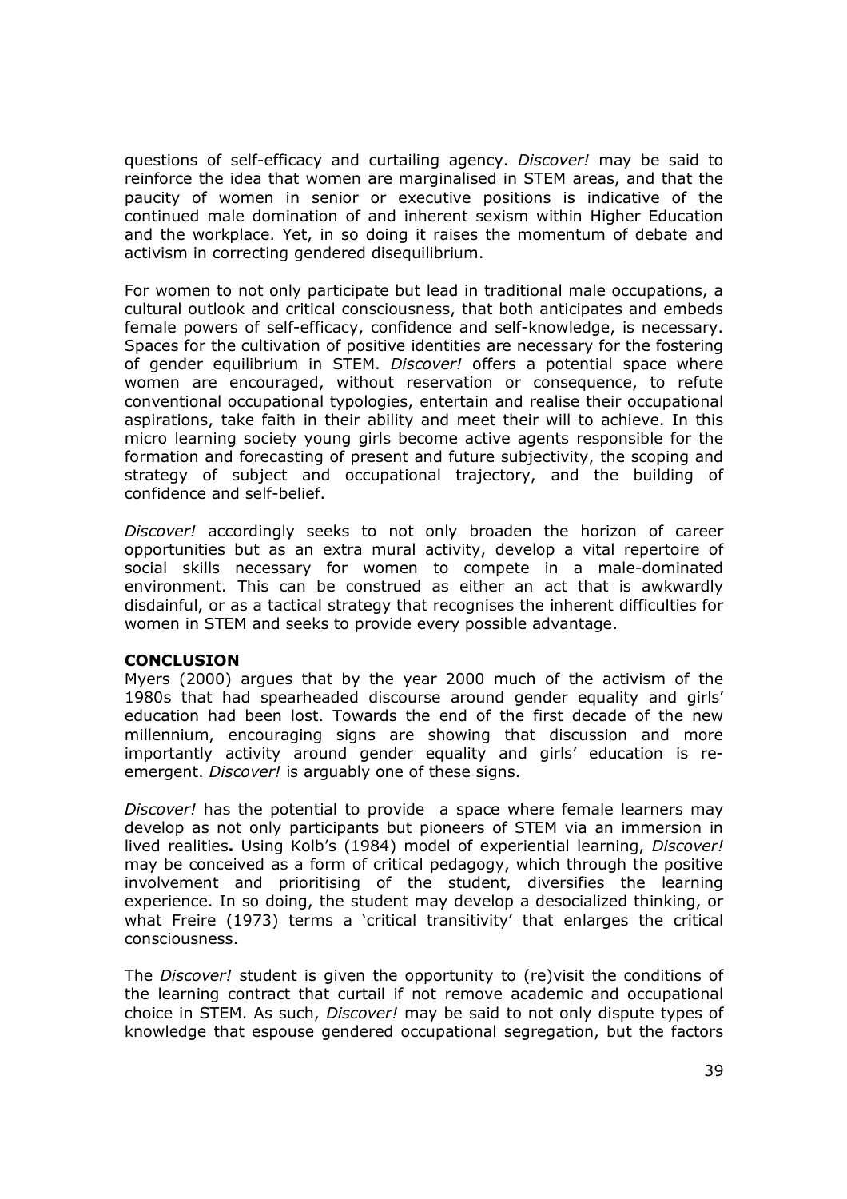questions of self-efficacy and curtailing agency. *Discover!* may be said to reinforce the idea that women are marginalised in STEM areas, and that the paucity of women in senior or executive positions is indicative of the continued male domination of and inherent sexism within Higher Education and the workplace. Yet, in so doing it raises the momentum of debate and activism in correcting gendered disequilibrium.

For women to not only participate but lead in traditional male occupations, a cultural outlook and critical consciousness, that both anticipates and embeds female powers of self-efficacy, confidence and self-knowledge, is necessary. Spaces for the cultivation of positive identities are necessary for the fostering of gender equilibrium in STEM. *Discover!* offers a potential space where women are encouraged, without reservation or consequence, to refute conventional occupational typologies, entertain and realise their occupational aspirations, take faith in their ability and meet their will to achieve. In this micro learning society young girls become active agents responsible for the formation and forecasting of present and future subjectivity, the scoping and strategy of subject and occupational trajectory, and the building of confidence and self-belief.

*Discover!* accordingly seeks to not only broaden the horizon of career opportunities but as an extra mural activity, develop a vital repertoire of social skills necessary for women to compete in a male-dominated environment. This can be construed as either an act that is awkwardly disdainful, or as a tactical strategy that recognises the inherent difficulties for women in STEM and seeks to provide every possible advantage.

**CONCLUSION**

Myers (2000) argues that by the year 2000 much of the activism of the 1980s that had spearheaded discourse around gender equality and girls' education had been lost. Towards the end of the first decade of the new millennium, encouraging signs are showing that discussion and more importantly activity around gender equality and girls' education is re-emergent. *Discover!* is arguably one of these signs.

*Discover!* has the potential to provide a space where female learners may develop as not only participants but pioneers of STEM via an immersion in lived realities**.** Using Kolb's (1984) model of experiential learning, *Discover!* may be conceived as a form of critical pedagogy, which through the positive involvement and prioritising of the student, diversifies the learning experience. In so doing, the student may develop a desocialized thinking, or what Freire (1973) terms a 'critical transitivity' that enlarges the critical consciousness.

The *Discover!* student is given the opportunity to (re)visit the conditions of the learning contract that curtail if not remove academic and occupational choice in STEM. As such, *Discover!* may be said to not only dispute types of knowledge that espouse gendered occupational segregation, but the factors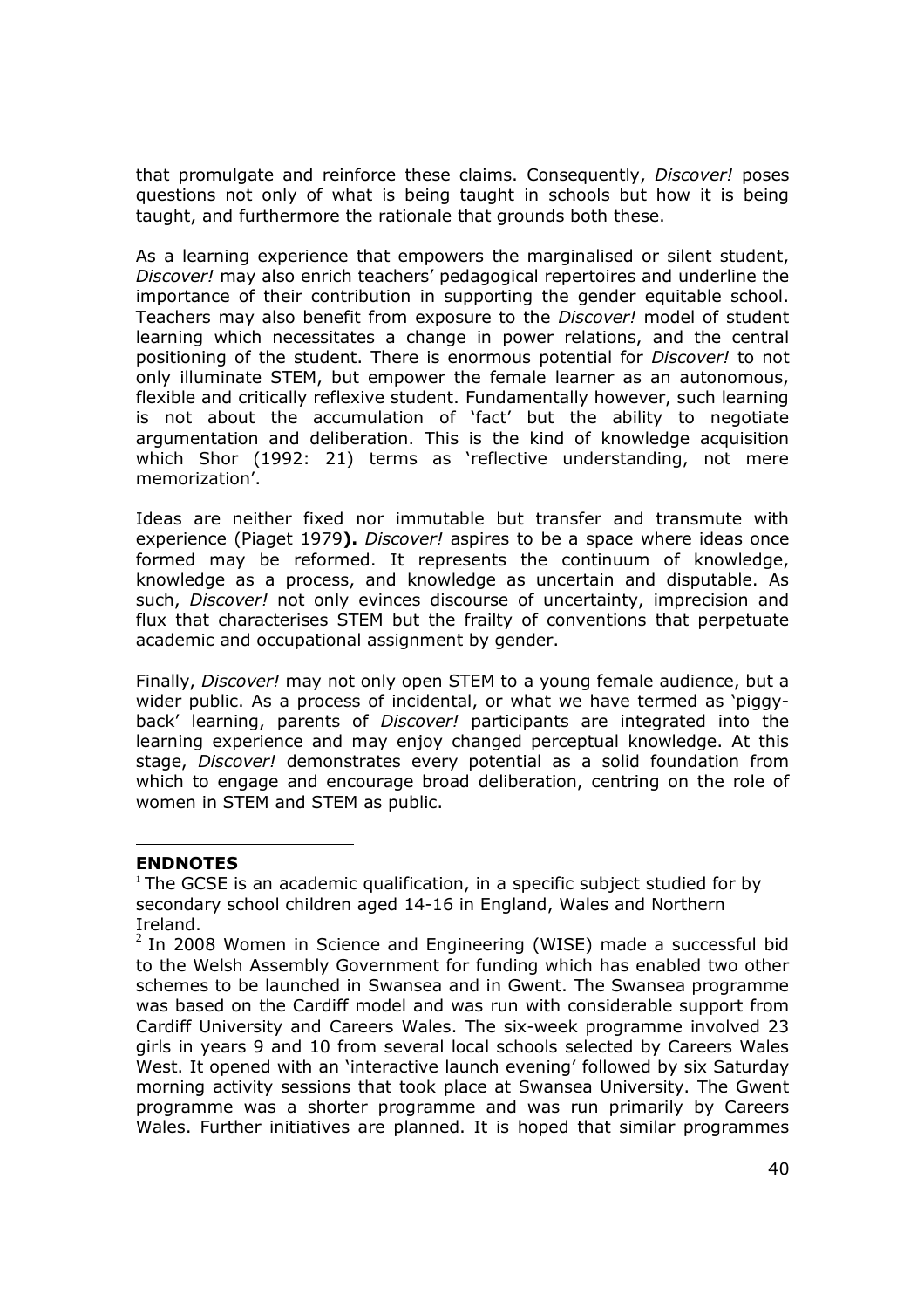that promulgate and reinforce these claims. Consequently, *Discover!* poses questions not only of what is being taught in schools but how it is being taught, and furthermore the rationale that grounds both these.

As a learning experience that empowers the marginalised or silent student, *Discover!* may also enrich teachers' pedagogical repertoires and underline the importance of their contribution in supporting the gender equitable school. Teachers may also benefit from exposure to the *Discover!* model of student learning which necessitates a change in power relations, and the central positioning of the student. There is enormous potential for *Discover!* to not only illuminate STEM, but empower the female learner as an autonomous, flexible and critically reflexive student. Fundamentally however, such learning is not about the accumulation of 'fact' but the ability to negotiate argumentation and deliberation. This is the kind of knowledge acquisition which Shor (1992: 21) terms as 'reflective understanding, not mere memorization'.

Ideas are neither fixed nor immutable but transfer and transmute with experience (Piaget 1979**).** *Discover!* aspires to be a space where ideas once formed may be reformed. It represents the continuum of knowledge, knowledge as a process, and knowledge as uncertain and disputable. As such, *Discover!* not only evinces discourse of uncertainty, imprecision and flux that characterises STEM but the frailty of conventions that perpetuate academic and occupational assignment by gender.

Finally, *Discover!* may not only open STEM to a young female audience, but a wider public. As a process of incidental, or what we have termed as 'piggy-back' learning, parents of *Discover!* participants are integrated into the learning experience and may enjoy changed perceptual knowledge. At this stage, *Discover!* demonstrates every potential as a solid foundation from which to engage and encourage broad deliberation, centring on the role of women in STEM and STEM as public.

## ENDNOTES

[1] The GCSE is an academic qualification, in a specific subject studied for by secondary school children aged 14-16 in England, Wales and Northern Ireland.

[2] In 2008 Women in Science and Engineering (WISE) made a successful bid to the Welsh Assembly Government for funding which has enabled two other schemes to be launched in Swansea and in Gwent. The Swansea programme was based on the Cardiff model and was run with considerable support from Cardiff University and Careers Wales. The six-week programme involved 23 girls in years 9 and 10 from several local schools selected by Careers Wales West. It opened with an 'interactive launch evening' followed by six Saturday morning activity sessions that took place at Swansea University. The Gwent programme was a shorter programme and was run primarily by Careers Wales. Further initiatives are planned. It is hoped that similar programmes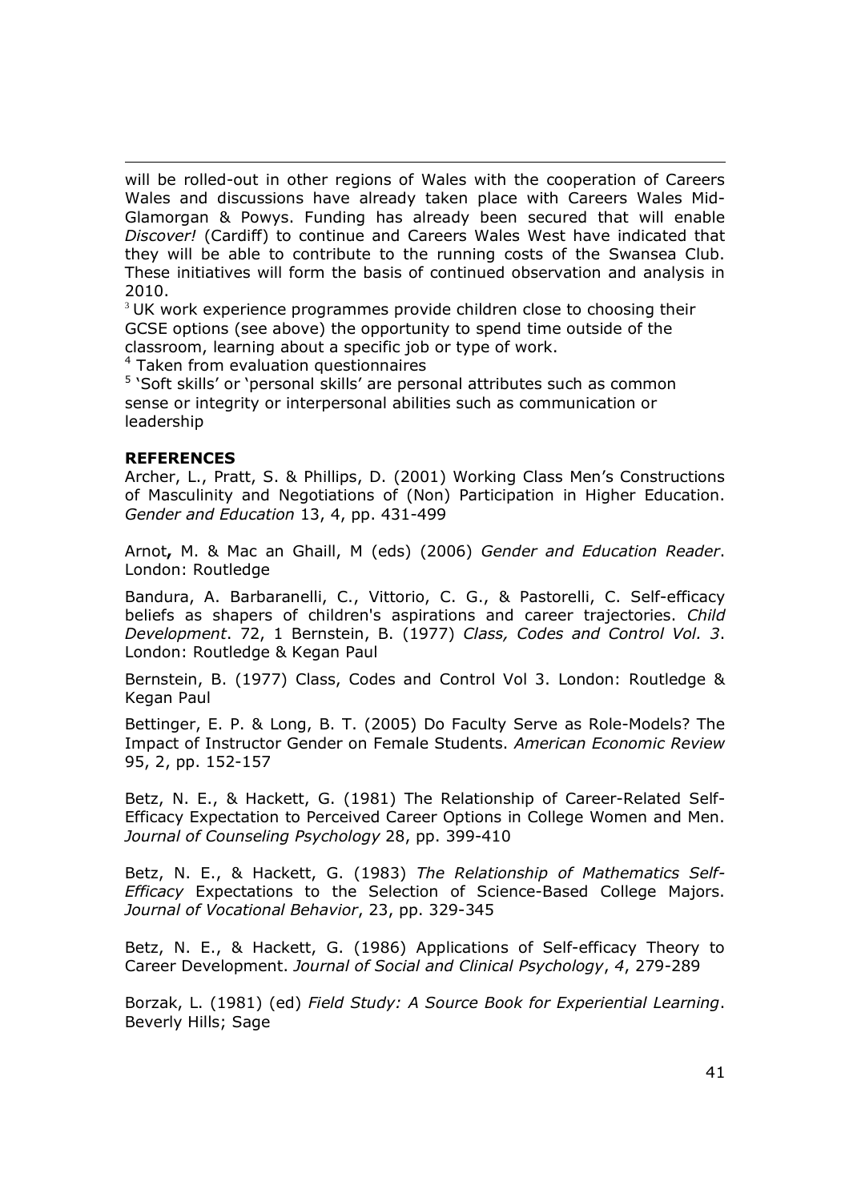will be rolled-out in other regions of Wales with the cooperation of Careers Wales and discussions have already taken place with Careers Wales Mid-Glamorgan & Powys. Funding has already been secured that will enable *Discover!* (Cardiff) to continue and Careers Wales West have indicated that they will be able to contribute to the running costs of the Swansea Club. These initiatives will form the basis of continued observation and analysis in 2010.

[3] UK work experience programmes provide children close to choosing their GCSE options (see above) the opportunity to spend time outside of the classroom, learning about a specific job or type of work.

[4] Taken from evaluation questionnaires

[5] 'Soft skills' or 'personal skills' are personal attributes such as common sense or integrity or interpersonal abilities such as communication or leadership

**REFERENCES**

Archer, L., Pratt, S. & Phillips, D. (2001) Working Class Men's Constructions of Masculinity and Negotiations of (Non) Participation in Higher Education. *Gender and Education* 13, 4, pp. 431-499

Arnot**,** M. & Mac an Ghaill, M (eds) (2006) *Gender and Education Reader*. London: Routledge

Bandura, A. Barbaranelli, C., Vittorio, C. G., & Pastorelli, C. Self-efficacy beliefs as shapers of children's aspirations and career trajectories. *Child Development*. 72, 1 Bernstein, B. (1977) *Class, Codes and Control Vol. 3*. London: Routledge & Kegan Paul

Bernstein, B. (1977) Class, Codes and Control Vol 3. London: Routledge & Kegan Paul

Bettinger, E. P. & Long, B. T. (2005) Do Faculty Serve as Role-Models? The Impact of Instructor Gender on Female Students. *American Economic Review* 95, 2, pp. 152-157

Betz, N. E., & Hackett, G. (1981) The Relationship of Career-Related Self-Efficacy Expectation to Perceived Career Options in College Women and Men. *Journal of Counseling Psychology* 28, pp. 399-410

Betz, N. E., & Hackett, G. (1983) *The Relationship of Mathematics Self-Efficacy* Expectations to the Selection of Science-Based College Majors. *Journal of Vocational Behavior*, 23, pp. 329-345

Betz, N. E., & Hackett, G. (1986) Applications of Self-efficacy Theory to Career Development. *Journal of Social and Clinical Psychology*, *4*, 279-289

Borzak, L. (1981) (ed) *Field Study: A Source Book for Experiential Learning*. Beverly Hills; Sage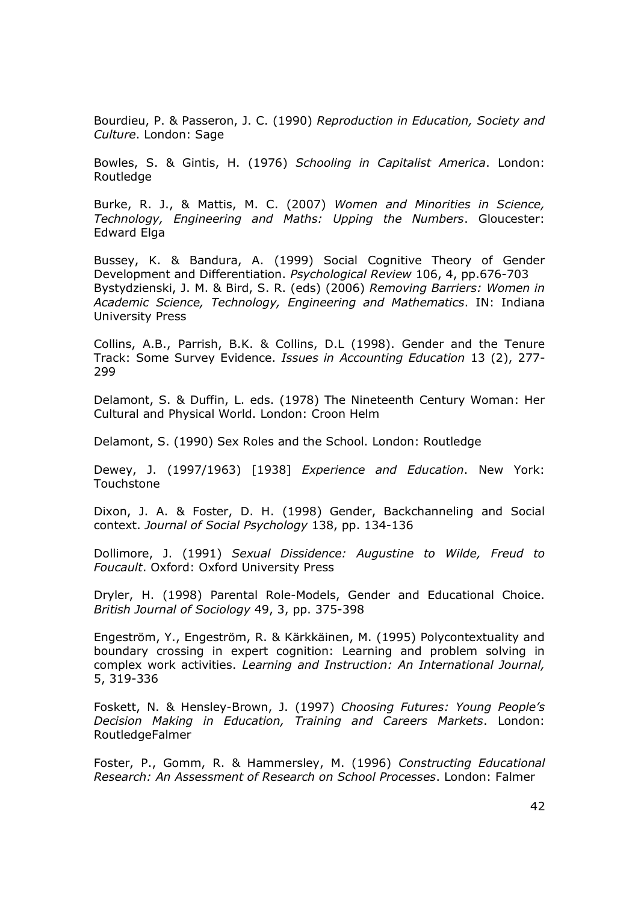Bourdieu, P. & Passeron, J. C. (1990) *Reproduction in Education, Society and Culture*. London: Sage

Bowles, S. & Gintis, H. (1976) *Schooling in Capitalist America*. London: Routledge

Burke, R. J., & Mattis, M. C. (2007) *Women and Minorities in Science, Technology, Engineering and Maths: Upping the Numbers*. Gloucester: Edward Elga

Bussey, K. & Bandura, A. (1999) Social Cognitive Theory of Gender Development and Differentiation. *Psychological Review* 106, 4, pp.676-703
Bystydzienski, J. M. & Bird, S. R. (eds) (2006) *Removing Barriers: Women in Academic Science, Technology, Engineering and Mathematics*. IN: Indiana University Press

Collins, A.B., Parrish, B.K. & Collins, D.L (1998). Gender and the Tenure Track: Some Survey Evidence. *Issues in Accounting Education* 13 (2), 277-299

Delamont, S. & Duffin, L. eds. (1978) The Nineteenth Century Woman: Her Cultural and Physical World. London: Croon Helm

Delamont, S. (1990) Sex Roles and the School. London: Routledge

Dewey, J. (1997/1963) [1938] *Experience and Education*. New York: Touchstone

Dixon, J. A. & Foster, D. H. (1998) Gender, Backchanneling and Social context. *Journal of Social Psychology* 138, pp. 134-136

Dollimore, J. (1991) *Sexual Dissidence: Augustine to Wilde, Freud to Foucault*. Oxford: Oxford University Press

Dryler, H. (1998) Parental Role-Models, Gender and Educational Choice. *British Journal of Sociology* 49, 3, pp. 375-398

Engeström, Y., Engeström, R. & Kärkkäinen, M. (1995) Polycontextuality and boundary crossing in expert cognition: Learning and problem solving in complex work activities. *Learning and Instruction: An International Journal,* 5, 319-336

Foskett, N. & Hensley-Brown, J. (1997) *Choosing Futures: Young People's Decision Making in Education, Training and Careers Markets*. London: RoutledgeFalmer

Foster, P., Gomm, R. & Hammersley, M. (1996) *Constructing Educational Research: An Assessment of Research on School Processes*. London: Falmer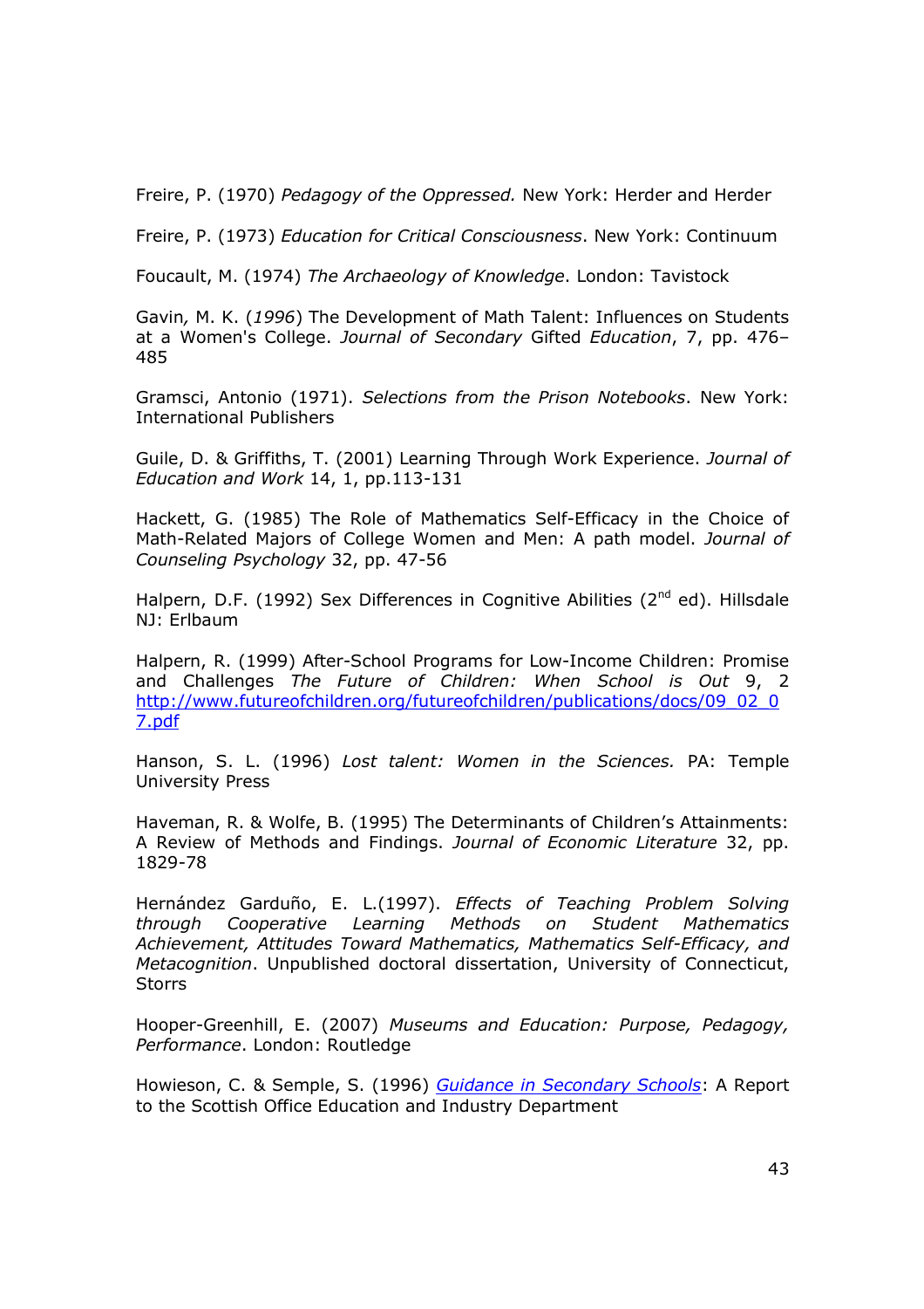Freire, P. (1970) *Pedagogy of the Oppressed.* New York: Herder and Herder

Freire, P. (1973) *Education for Critical Consciousness*. New York: Continuum

Foucault, M. (1974) *The Archaeology of Knowledge*. London: Tavistock

Gavin*,* M. K. (*1996*) The Development of Math Talent: Influences on Students at a Women's College. *Journal of Secondary* Gifted *Education*, 7, pp. 476–485

Gramsci, Antonio (1971). *Selections from the Prison Notebooks*. New York: International Publishers

Guile, D. & Griffiths, T. (2001) Learning Through Work Experience. *Journal of Education and Work* 14, 1, pp.113-131

Hackett, G. (1985) The Role of Mathematics Self-Efficacy in the Choice of Math-Related Majors of College Women and Men: A path model. *Journal of Counseling Psychology* 32, pp. 47-56

Halpern, D.F. (1992) Sex Differences in Cognitive Abilities (2nd ed). Hillsdale NJ: Erlbaum

Halpern, R. (1999) After-School Programs for Low-Income Children: Promise and Challenges *The Future of Children: When School is Out* 9, 2 [http://www.futureofchildren.org/futureofchildren/publications/docs/09_02_07.pdf](http://www.futureofchildren.org/futureofchildren/publications/docs/09_02_07.pdf)

Hanson, S. L. (1996) *Lost talent: Women in the Sciences.* PA: Temple University Press

Haveman, R. & Wolfe, B. (1995) The Determinants of Children's Attainments: A Review of Methods and Findings. *Journal of Economic Literature* 32, pp. 1829-78

Hernández Garduño, E. L.(1997). *Effects of Teaching Problem Solving through Cooperative Learning Methods on Student Mathematics Achievement, Attitudes Toward Mathematics, Mathematics Self-Efficacy, and Metacognition*. Unpublished doctoral dissertation, University of Connecticut, Storrs

Hooper-Greenhill, E. (2007) *Museums and Education: Purpose, Pedagogy, Performance*. London: Routledge

Howieson, C. & Semple, S. (1996) *Guidance in Secondary Schools*: A Report to the Scottish Office Education and Industry Department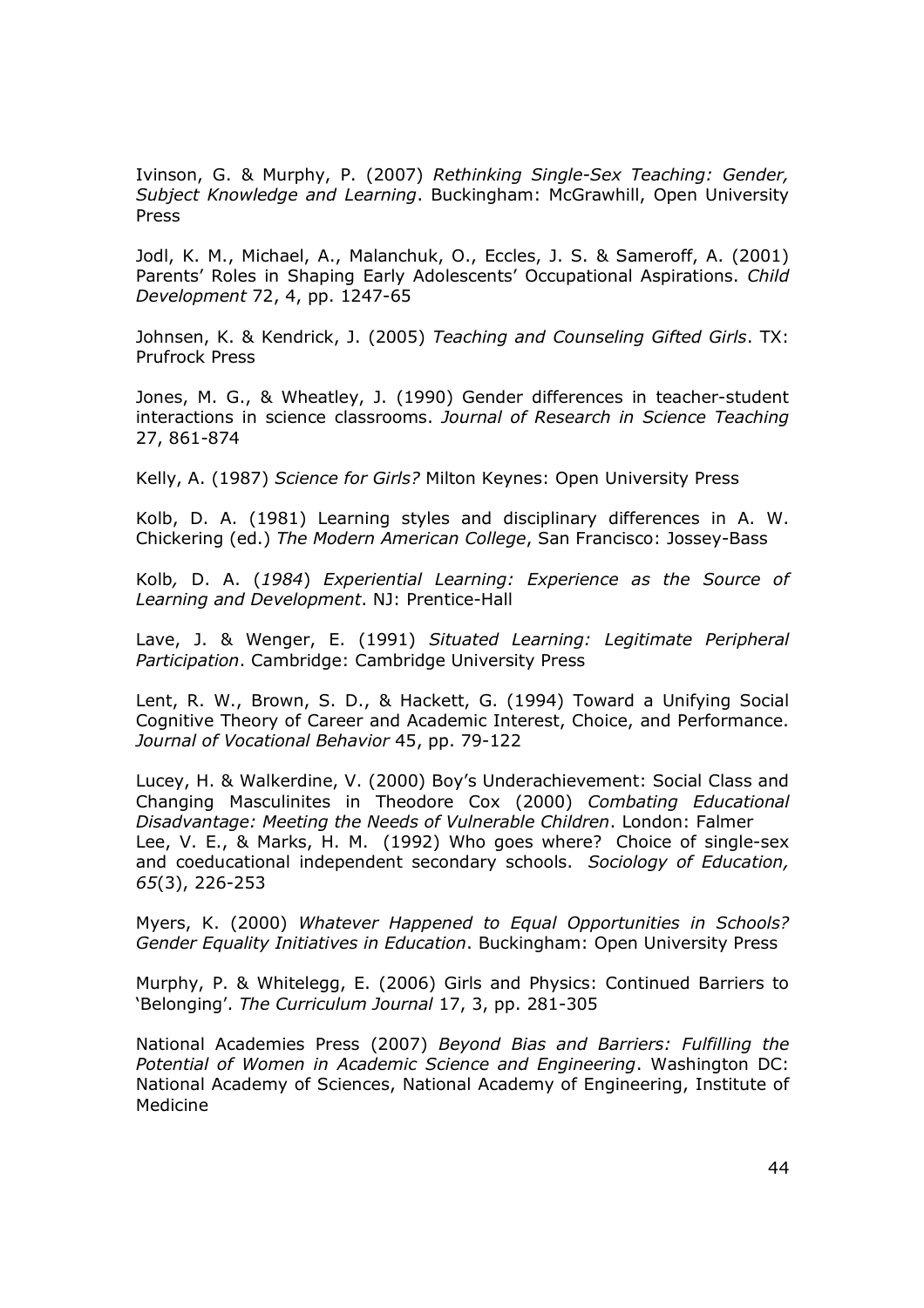Ivinson, G. & Murphy, P. (2007) *Rethinking Single-Sex Teaching: Gender, Subject Knowledge and Learning*. Buckingham: McGrawhill, Open University Press

Jodl, K. M., Michael, A., Malanchuk, O., Eccles, J. S. & Sameroff, A. (2001) Parents' Roles in Shaping Early Adolescents' Occupational Aspirations. *Child Development* 72, 4, pp. 1247-65

Johnsen, K. & Kendrick, J. (2005) *Teaching and Counseling Gifted Girls*. TX: Prufrock Press

Jones, M. G., & Wheatley, J. (1990) Gender differences in teacher-student interactions in science classrooms. *Journal of Research in Science Teaching* 27, 861-874

Kelly, A. (1987) *Science for Girls?* Milton Keynes: Open University Press

Kolb, D. A. (1981) Learning styles and disciplinary differences in A. W. Chickering (ed.) *The Modern American College*, San Francisco: Jossey-Bass

Kolb*,* D. A. (*1984*) *Experiential Learning: Experience as the Source of Learning and Development*. NJ: Prentice-Hall

Lave, J. & Wenger, E. (1991) *Situated Learning: Legitimate Peripheral Participation*. Cambridge: Cambridge University Press

Lent, R. W., Brown, S. D., & Hackett, G. (1994) Toward a Unifying Social Cognitive Theory of Career and Academic Interest, Choice, and Performance. *Journal of Vocational Behavior* 45, pp. 79-122

Lucey, H. & Walkerdine, V. (2000) Boy's Underachievement: Social Class and Changing Masculinites in Theodore Cox (2000) *Combating Educational Disadvantage: Meeting the Needs of Vulnerable Children*. London: Falmer
Lee, V. E., & Marks, H. M. (1992) Who goes where? Choice of single-sex and coeducational independent secondary schools. *Sociology of Education, 65*(3), 226-253

Myers, K. (2000) *Whatever Happened to Equal Opportunities in Schools? Gender Equality Initiatives in Education*. Buckingham: Open University Press

Murphy, P. & Whitelegg, E. (2006) Girls and Physics: Continued Barriers to 'Belonging'. *The Curriculum Journal* 17, 3, pp. 281-305

National Academies Press (2007) *Beyond Bias and Barriers: Fulfilling the Potential of Women in Academic Science and Engineering*. Washington DC: National Academy of Sciences, National Academy of Engineering, Institute of Medicine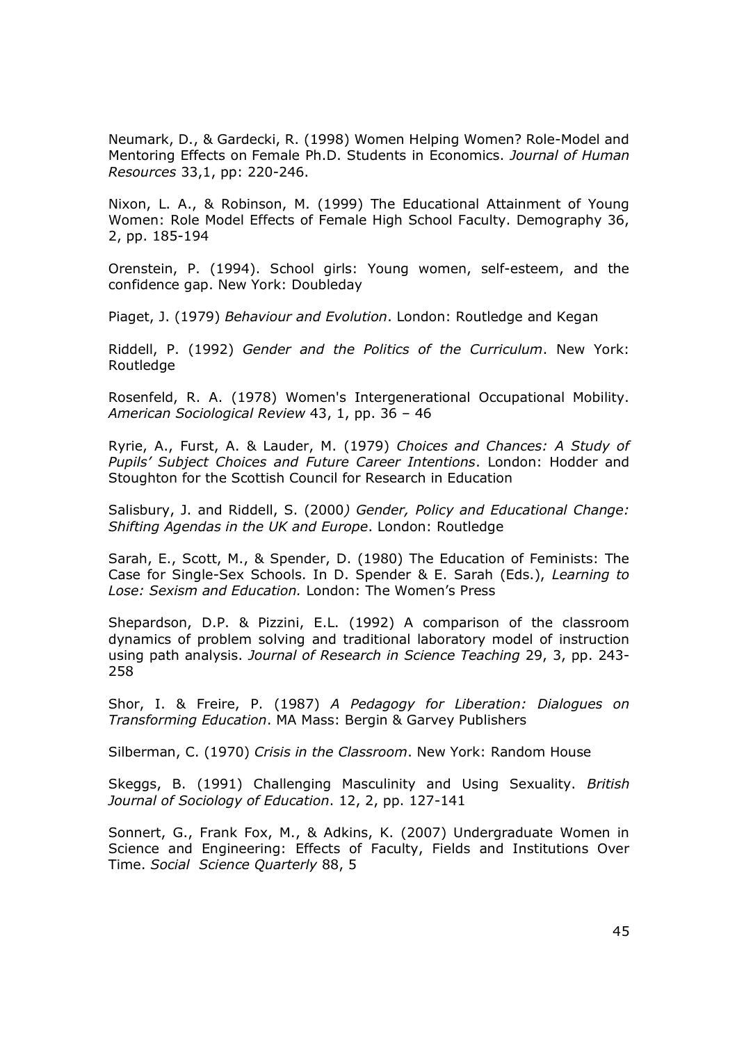Neumark, D., & Gardecki, R. (1998) Women Helping Women? Role-Model and Mentoring Effects on Female Ph.D. Students in Economics. *Journal of Human Resources* 33,1, pp: 220-246.

Nixon, L. A., & Robinson, M. (1999) The Educational Attainment of Young Women: Role Model Effects of Female High School Faculty. Demography 36, 2, pp. 185-194

Orenstein, P. (1994). School girls: Young women, self-esteem, and the confidence gap. New York: Doubleday

Piaget, J. (1979) *Behaviour and Evolution*. London: Routledge and Kegan

Riddell, P. (1992) *Gender and the Politics of the Curriculum*. New York: Routledge

Rosenfeld, R. A. (1978) Women's Intergenerational Occupational Mobility. *American Sociological Review* 43, 1, pp. 36 – 46

Ryrie, A., Furst, A. & Lauder, M. (1979) *Choices and Chances: A Study of Pupils' Subject Choices and Future Career Intentions*. London: Hodder and Stoughton for the Scottish Council for Research in Education

Salisbury, J. and Riddell, S. (2000*) Gender, Policy and Educational Change: Shifting Agendas in the UK and Europe*. London: Routledge

Sarah, E., Scott, M., & Spender, D. (1980) The Education of Feminists: The Case for Single-Sex Schools. In D. Spender & E. Sarah (Eds.), *Learning to Lose: Sexism and Education.* London: The Women's Press

Shepardson, D.P. & Pizzini, E.L. (1992) A comparison of the classroom dynamics of problem solving and traditional laboratory model of instruction using path analysis. *Journal of Research in Science Teaching* 29, 3, pp. 243-258

Shor, I. & Freire, P. (1987) *A Pedagogy for Liberation: Dialogues on Transforming Education*. MA Mass: Bergin & Garvey Publishers

Silberman, C. (1970) *Crisis in the Classroom*. New York: Random House

Skeggs, B. (1991) Challenging Masculinity and Using Sexuality. *British Journal of Sociology of Education*. 12, 2, pp. 127-141

Sonnert, G., Frank Fox, M., & Adkins, K. (2007) Undergraduate Women in Science and Engineering: Effects of Faculty, Fields and Institutions Over Time. *Social Science Quarterly* 88, 5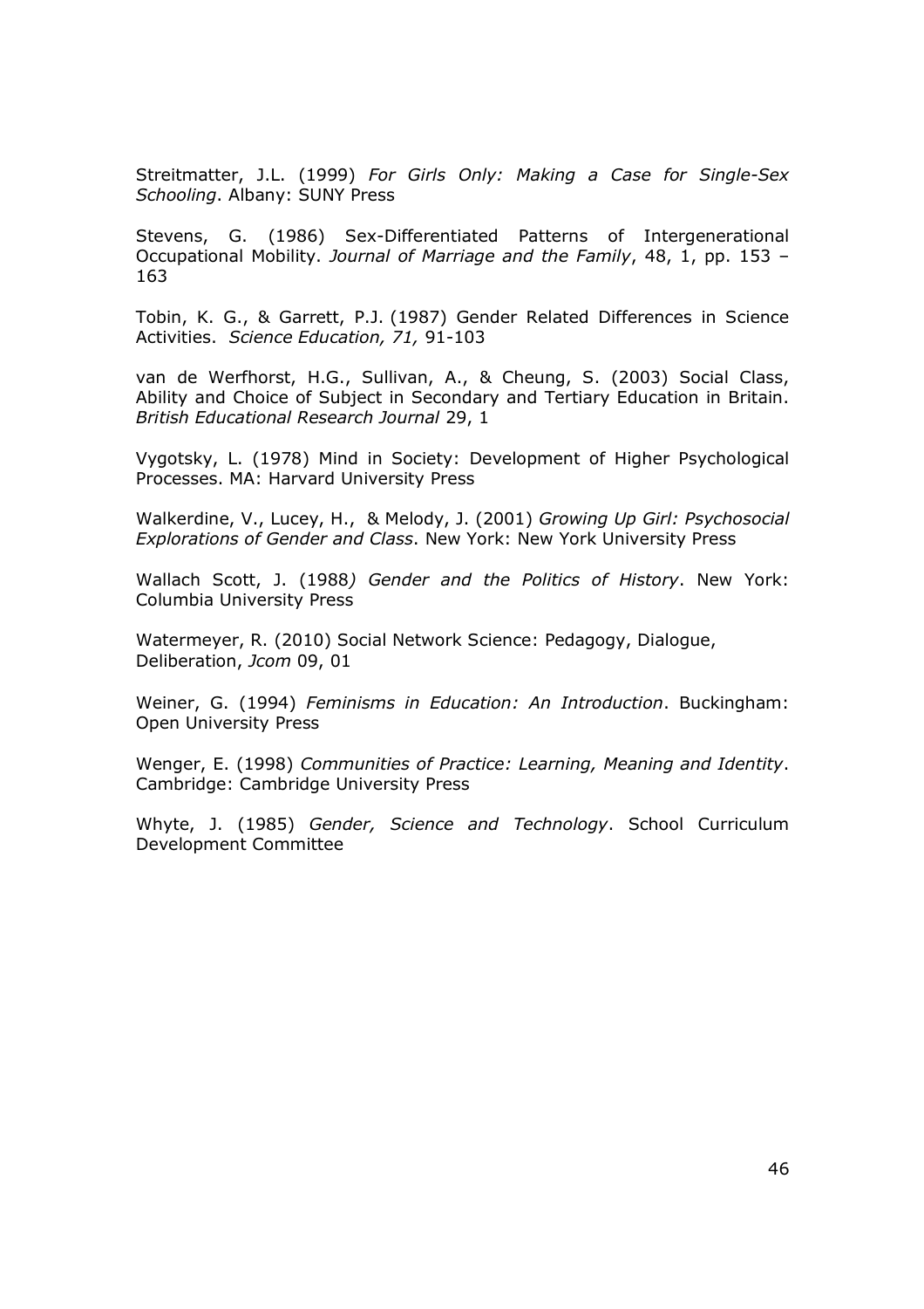Streitmatter, J.L. (1999) *For Girls Only: Making a Case for Single-Sex Schooling*. Albany: SUNY Press

Stevens, G. (1986) Sex-Differentiated Patterns of Intergenerational Occupational Mobility. *Journal of Marriage and the Family*, 48, 1, pp. 153 – 163

Tobin, K. G., & Garrett, P.J. (1987) Gender Related Differences in Science Activities. *Science Education, 71,* 91-103

van de Werfhorst, H.G., Sullivan, A., & Cheung, S. (2003) Social Class, Ability and Choice of Subject in Secondary and Tertiary Education in Britain. *British Educational Research Journal* 29, 1

Vygotsky, L. (1978) Mind in Society: Development of Higher Psychological Processes. MA: Harvard University Press

Walkerdine, V., Lucey, H., & Melody, J. (2001) *Growing Up Girl: Psychosocial Explorations of Gender and Class*. New York: New York University Press

Wallach Scott, J. (1988*) Gender and the Politics of History*. New York: Columbia University Press

Watermeyer, R. (2010) Social Network Science: Pedagogy, Dialogue, Deliberation, *Jcom* 09, 01

Weiner, G. (1994) *Feminisms in Education: An Introduction*. Buckingham: Open University Press

Wenger, E. (1998) *Communities of Practice: Learning, Meaning and Identity*. Cambridge: Cambridge University Press

Whyte, J. (1985) *Gender, Science and Technology*. School Curriculum Development Committee